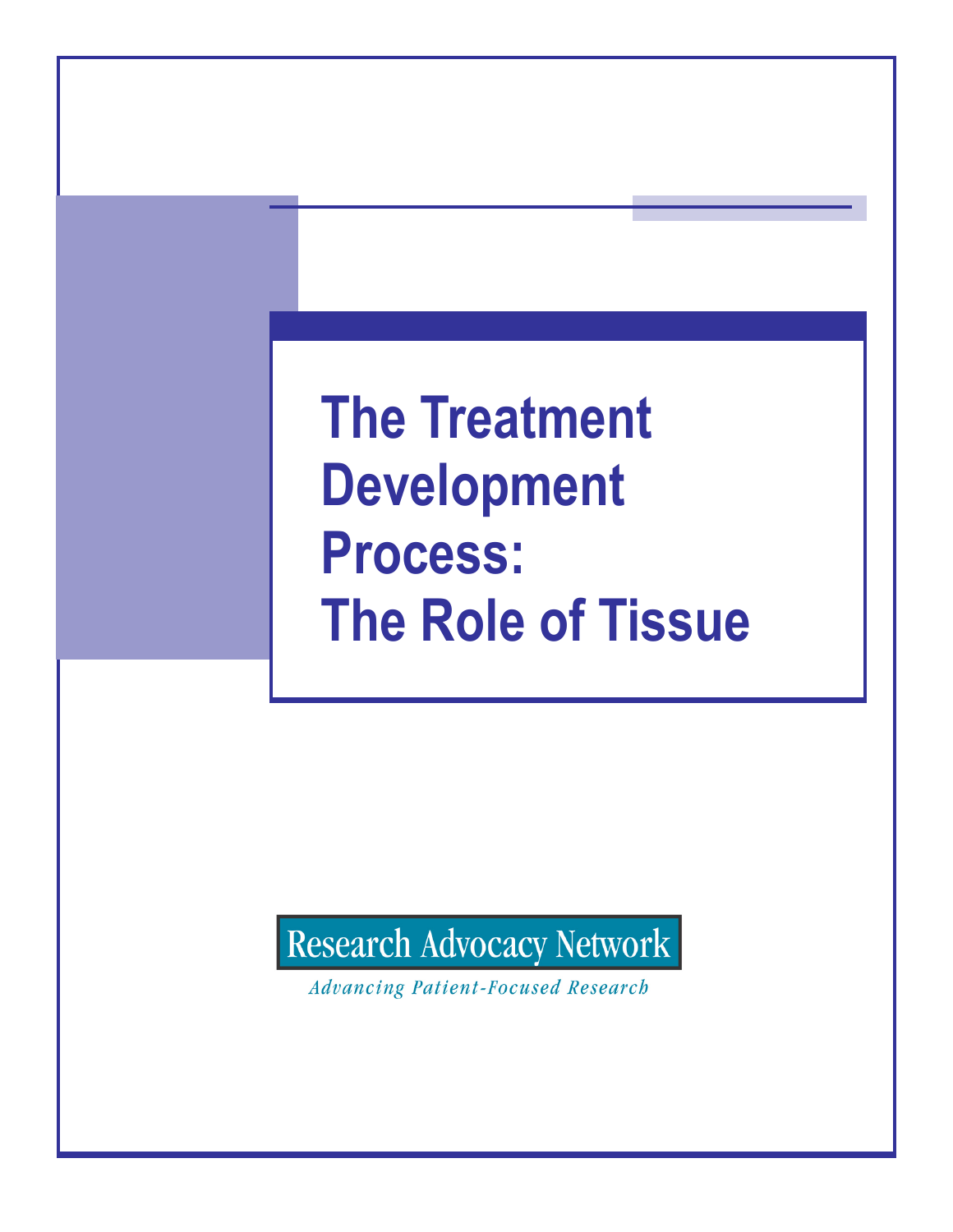# The Treatment Development Process: The Role of Tissue

Research Advocacy Network

*Advancing Patient-Focused Research*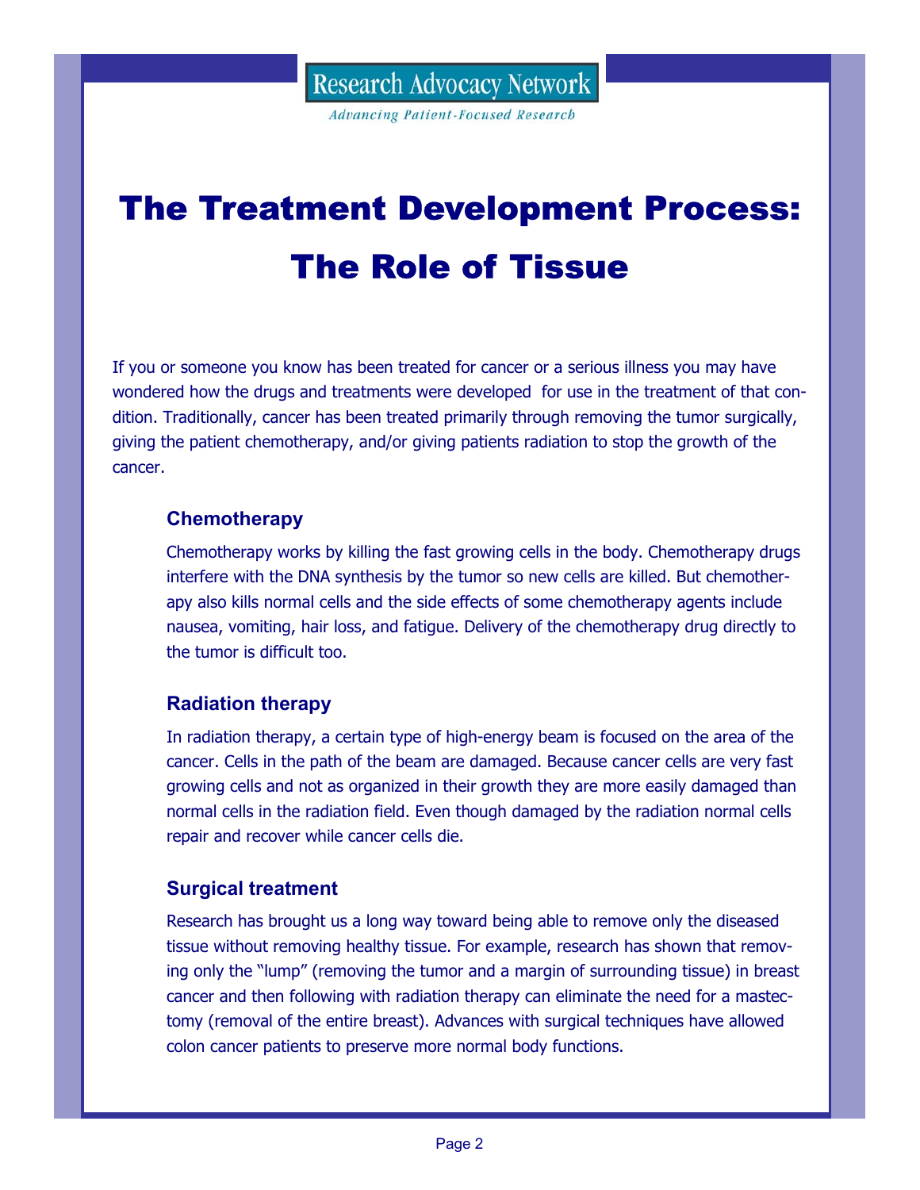Research Advocacy Network

*Advancing Patient-Focused Research*

# The Treatment Development Process: The Role of Tissue

If you or someone you know has been treated for cancer or a serious illness you may have wondered how the drugs and treatments were developed for use in the treatment of that condition. Traditionally, cancer has been treated primarily through removing the tumor surgically, giving the patient chemotherapy, and/or giving patients radiation to stop the growth of the cancer.

### Chemotherapy

Chemotherapy works by killing the fast growing cells in the body. Chemotherapy drugs interfere with the DNA synthesis by the tumor so new cells are killed. But chemotherapy also kills normal cells and the side effects of some chemotherapy agents include nausea, vomiting, hair loss, and fatigue. Delivery of the chemotherapy drug directly to the tumor is difficult too.

### Radiation therapy

In radiation therapy, a certain type of high-energy beam is focused on the area of the cancer. Cells in the path of the beam are damaged. Because cancer cells are very fast growing cells and not as organized in their growth they are more easily damaged than normal cells in the radiation field. Even though damaged by the radiation normal cells repair and recover while cancer cells die.

### Surgical treatment

Research has brought us a long way toward being able to remove only the diseased tissue without removing healthy tissue. For example, research has shown that removing only the "lump" (removing the tumor and a margin of surrounding tissue) in breast cancer and then following with radiation therapy can eliminate the need for a mastectomy (removal of the entire breast). Advances with surgical techniques have allowed colon cancer patients to preserve more normal body functions.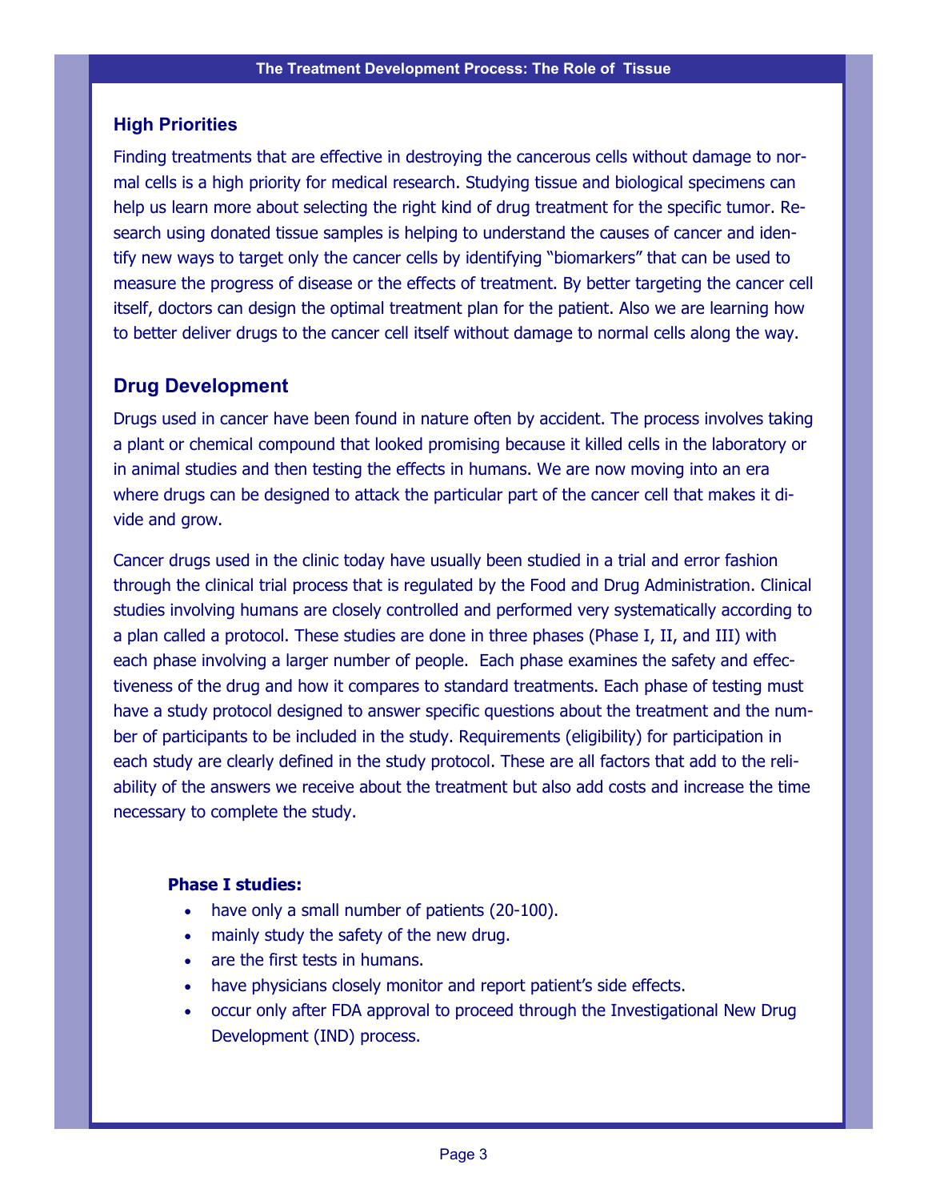## High Priorities

Finding treatments that are effective in destroying the cancerous cells without damage to normal cells is a high priority for medical research. Studying tissue and biological specimens can help us learn more about selecting the right kind of drug treatment for the specific tumor. Research using donated tissue samples is helping to understand the causes of cancer and identify new ways to target only the cancer cells by identifying "biomarkers" that can be used to measure the progress of disease or the effects of treatment. By better targeting the cancer cell itself, doctors can design the optimal treatment plan for the patient. Also we are learning how to better deliver drugs to the cancer cell itself without damage to normal cells along the way.

## Drug Development

Drugs used in cancer have been found in nature often by accident. The process involves taking a plant or chemical compound that looked promising because it killed cells in the laboratory or in animal studies and then testing the effects in humans. We are now moving into an era where drugs can be designed to attack the particular part of the cancer cell that makes it divide and grow.

Cancer drugs used in the clinic today have usually been studied in a trial and error fashion through the clinical trial process that is regulated by the Food and Drug Administration. Clinical studies involving humans are closely controlled and performed very systematically according to a plan called a protocol. These studies are done in three phases (Phase I, II, and III) with each phase involving a larger number of people. Each phase examines the safety and effectiveness of the drug and how it compares to standard treatments. Each phase of testing must have a study protocol designed to answer specific questions about the treatment and the number of participants to be included in the study. Requirements (eligibility) for participation in each study are clearly defined in the study protocol. These are all factors that add to the reliability of the answers we receive about the treatment but also add costs and increase the time necessary to complete the study.

**Phase I studies:**

- have only a small number of patients (20-100).
- mainly study the safety of the new drug.
- are the first tests in humans.
- have physicians closely monitor and report patient's side effects.
- occur only after FDA approval to proceed through the Investigational New Drug Development (IND) process.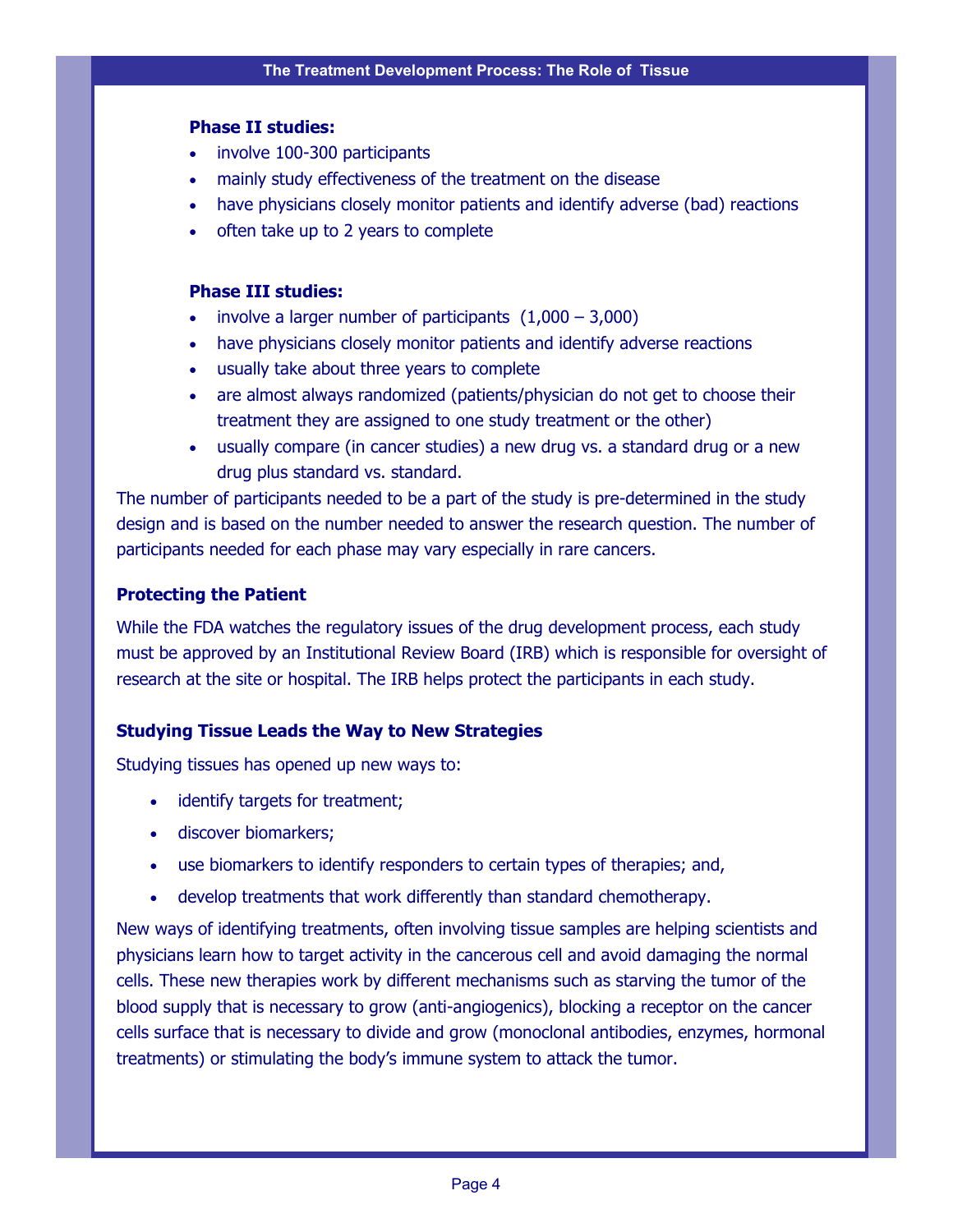**Phase II studies:**

- involve 100-300 participants
- mainly study effectiveness of the treatment on the disease
- have physicians closely monitor patients and identify adverse (bad) reactions
- often take up to 2 years to complete

**Phase III studies:**

- involve a larger number of participants  (1,000 – 3,000)
- have physicians closely monitor patients and identify adverse reactions
- usually take about three years to complete
- are almost always randomized (patients/physician do not get to choose their treatment they are assigned to one study treatment or the other)
- usually compare (in cancer studies) a new drug vs. a standard drug or a new drug plus standard vs. standard.

The number of participants needed to be a part of the study is pre-determined in the study design and is based on the number needed to answer the research question. The number of participants needed for each phase may vary especially in rare cancers.

### Protecting the Patient

While the FDA watches the regulatory issues of the drug development process, each study must be approved by an Institutional Review Board (IRB) which is responsible for oversight of research at the site or hospital. The IRB helps protect the participants in each study.

### Studying Tissue Leads the Way to New Strategies

Studying tissues has opened up new ways to:

- identify targets for treatment;
- discover biomarkers;
- use biomarkers to identify responders to certain types of therapies; and,
- develop treatments that work differently than standard chemotherapy.

New ways of identifying treatments, often involving tissue samples are helping scientists and physicians learn how to target activity in the cancerous cell and avoid damaging the normal cells. These new therapies work by different mechanisms such as starving the tumor of the blood supply that is necessary to grow (anti-angiogenics), blocking a receptor on the cancer cells surface that is necessary to divide and grow (monoclonal antibodies, enzymes, hormonal treatments) or stimulating the body's immune system to attack the tumor.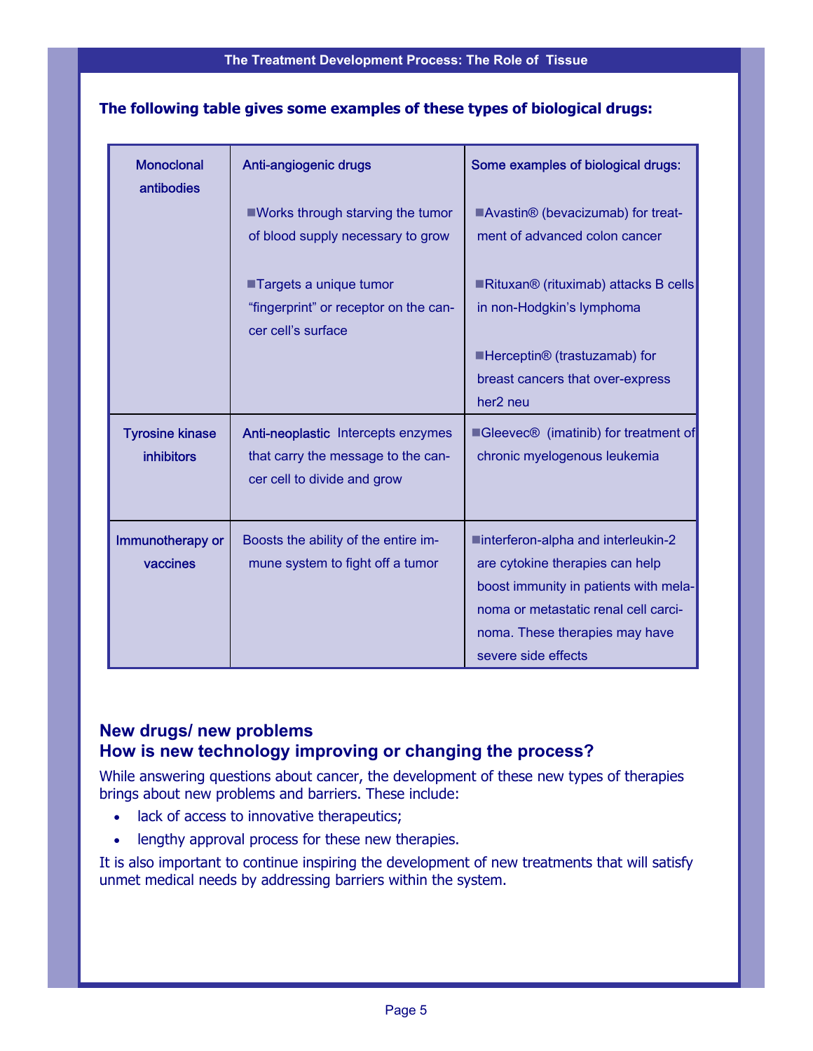The following table gives some examples of these types of biological drugs:

| Monoclonal antibodies | Anti-angiogenic drugs<br><br>■Works through starving the tumor of blood supply necessary to grow<br><br>■Targets a unique tumor “fingerprint” or receptor on the cancer cell’s surface | Some examples of biological drugs:<br><br>■Avastin® (bevacizumab) for treatment of advanced colon cancer<br><br>■Rituxan® (rituximab) attacks B cells in non-Hodgkin’s lymphoma<br><br>■Herceptin® (trastuzamab) for breast cancers that over-express her2 neu |
|---|---|---|
| Tyrosine kinase inhibitors | Anti-neoplastic Intercepts enzymes that carry the message to the cancer cell to divide and grow | ■Gleevec® (imatinib) for treatment of chronic myelogenous leukemia |
| Immunotherapy or vaccines | Boosts the ability of the entire immune system to fight off a tumor | ■interferon-alpha and interleukin-2 are cytokine therapies can help boost immunity in patients with melanoma or metastatic renal cell carcinoma. These therapies may have severe side effects |

## New drugs/ new problems
## How is new technology improving or changing the process?

While answering questions about cancer, the development of these new types of therapies brings about new problems and barriers. These include:

- lack of access to innovative therapeutics;
- lengthy approval process for these new therapies.

It is also important to continue inspiring the development of new treatments that will satisfy unmet medical needs by addressing barriers within the system.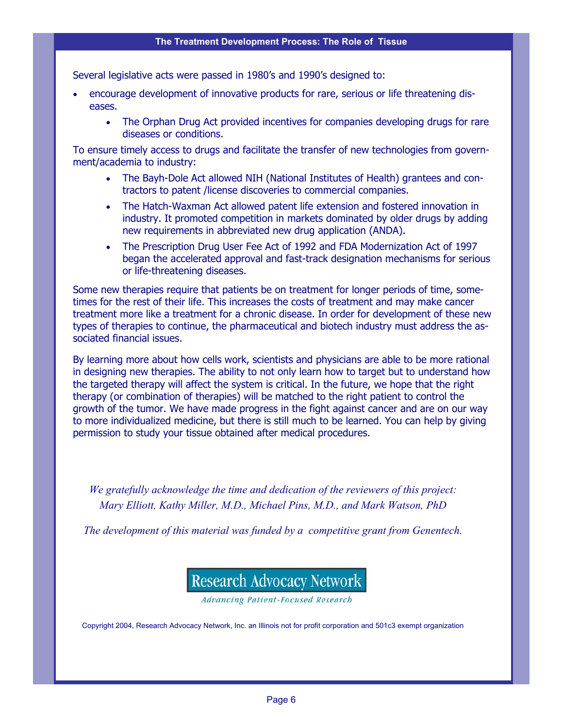Several legislative acts were passed in 1980's and 1990's designed to:

- encourage development of innovative products for rare, serious or life threatening diseases.
    - The Orphan Drug Act provided incentives for companies developing drugs for rare diseases or conditions.

To ensure timely access to drugs and facilitate the transfer of new technologies from government/academia to industry:

- The Bayh-Dole Act allowed NIH (National Institutes of Health) grantees and contractors to patent /license discoveries to commercial companies.
- The Hatch-Waxman Act allowed patent life extension and fostered innovation in industry. It promoted competition in markets dominated by older drugs by adding new requirements in abbreviated new drug application (ANDA).
- The Prescription Drug User Fee Act of 1992 and FDA Modernization Act of 1997 began the accelerated approval and fast-track designation mechanisms for serious or life-threatening diseases.

Some new therapies require that patients be on treatment for longer periods of time, sometimes for the rest of their life. This increases the costs of treatment and may make cancer treatment more like a treatment for a chronic disease. In order for development of these new types of therapies to continue, the pharmaceutical and biotech industry must address the associated financial issues.

By learning more about how cells work, scientists and physicians are able to be more rational in designing new therapies. The ability to not only learn how to target but to understand how the targeted therapy will affect the system is critical. In the future, we hope that the right therapy (or combination of therapies) will be matched to the right patient to control the growth of the tumor. We have made progress in the fight against cancer and are on our way to more individualized medicine, but there is still much to be learned. You can help by giving permission to study your tissue obtained after medical procedures.

*We gratefully acknowledge the time and dedication of the reviewers of this project: Mary Elliott, Kathy Miller, M.D., Michael Pins, M.D., and Mark Watson, PhD*

*The development of this material was funded by a competitive grant from Genentech.*

**Research Advocacy Network**

*Advancing Patient-Focused Research*

Copyright 2004, Research Advocacy Network, Inc. an Illinois not for profit corporation and 501c3 exempt organization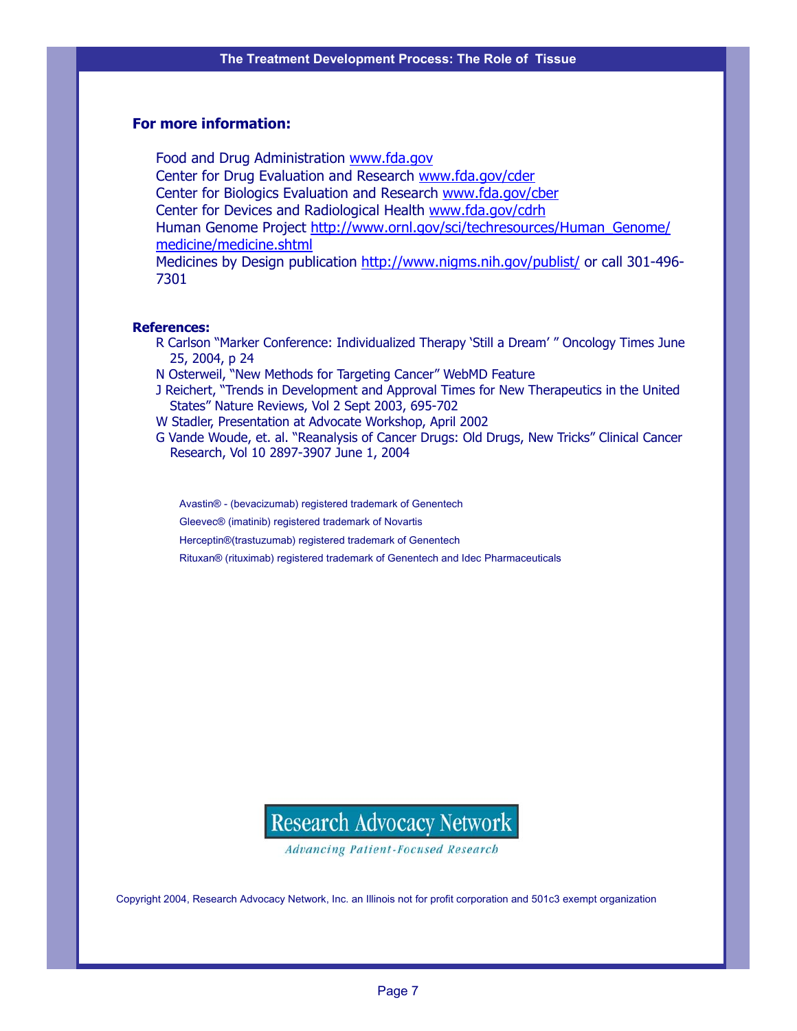## For more information:

Food and Drug Administration www.fda.gov
Center for Drug Evaluation and Research www.fda.gov/cder
Center for Biologics Evaluation and Research www.fda.gov/cber
Center for Devices and Radiological Health www.fda.gov/cdrh
Human Genome Project http://www.ornl.gov/sci/techresources/Human_Genome/medicine/medicine.shtml
Medicines by Design publication http://www.nigms.nih.gov/publist/ or call 301-496-7301

## References:

- R Carlson "Marker Conference: Individualized Therapy 'Still a Dream' " Oncology Times June 25, 2004, p 24
- N Osterweil, "New Methods for Targeting Cancer" WebMD Feature
- J Reichert, "Trends in Development and Approval Times for New Therapeutics in the United States" Nature Reviews, Vol 2 Sept 2003, 695-702
- W Stadler, Presentation at Advocate Workshop, April 2002
- G Vande Woude, et. al. "Reanalysis of Cancer Drugs: Old Drugs, New Tricks" Clinical Cancer Research, Vol 10 2897-3907 June 1, 2004

Avastin® - (bevacizumab) registered trademark of Genentech

Gleevec® (imatinib) registered trademark of Novartis

Herceptin®(trastuzumab) registered trademark of Genentech

Rituxan® (rituximab) registered trademark of Genentech and Idec Pharmaceuticals

Research Advocacy Network

*Advancing Patient-Focused Research*

Copyright 2004, Research Advocacy Network, Inc. an Illinois not for profit corporation and 501c3 exempt organization